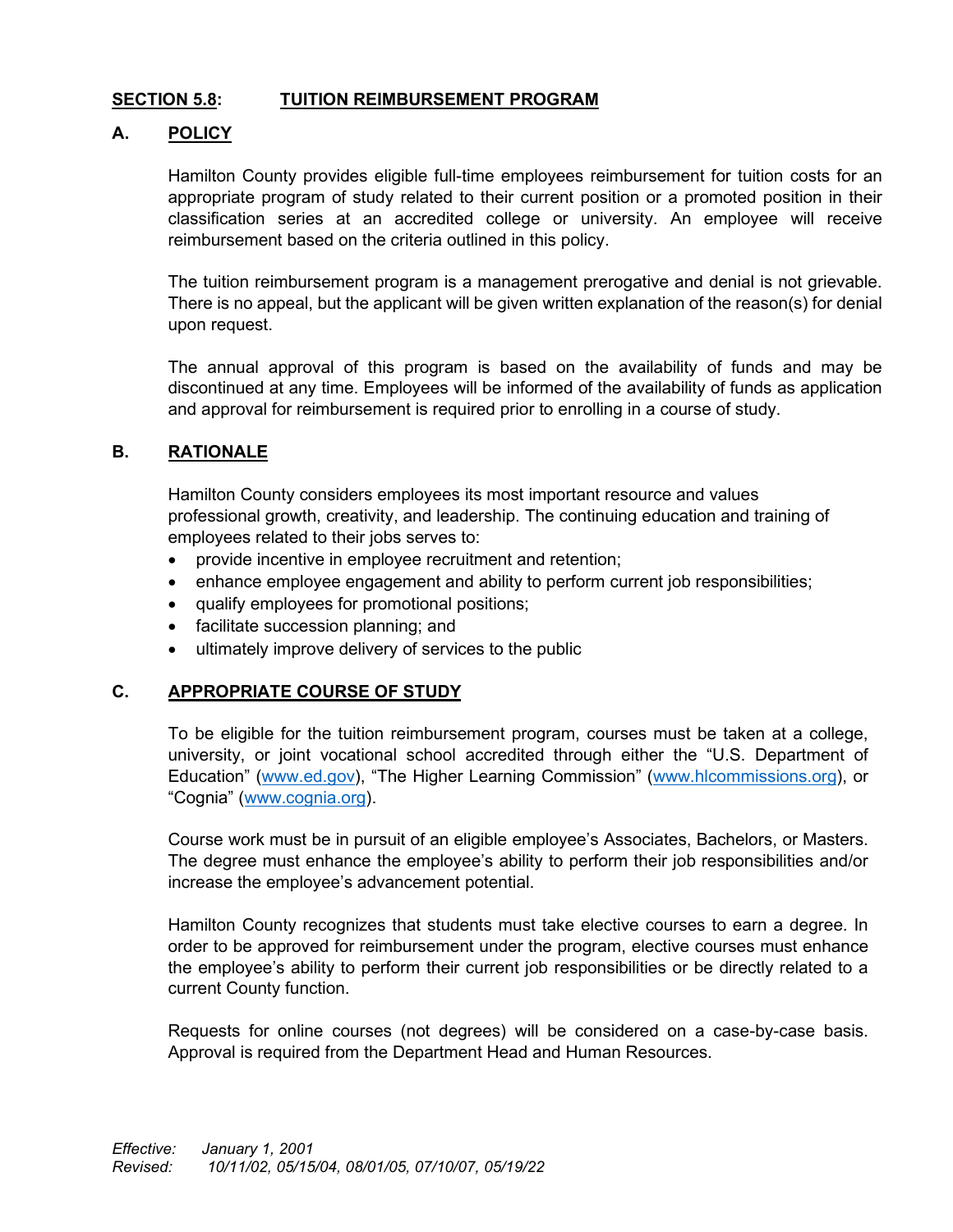## SECTION 5.8: TUITION REIMBURSEMENT PROGRAM

### A. POLICY

Hamilton County provides eligible full-time employees reimbursement for tuition costs for an appropriate program of study related to their current position or a promoted position in their classification series at an accredited college or university. An employee will receive reimbursement based on the criteria outlined in this policy.

The tuition reimbursement program is a management prerogative and denial is not grievable. There is no appeal, but the applicant will be given written explanation of the reason(s) for denial upon request.

The annual approval of this program is based on the availability of funds and may be discontinued at any time. Employees will be informed of the availability of funds as application and approval for reimbursement is required prior to enrolling in a course of study.

### B. RATIONALE

Hamilton County considers employees its most important resource and values professional growth, creativity, and leadership. The continuing education and training of employees related to their jobs serves to:

- provide incentive in employee recruitment and retention;
- enhance employee engagement and ability to perform current job responsibilities;
- qualify employees for promotional positions;
- facilitate succession planning; and
- ultimately improve delivery of services to the public

### C. APPROPRIATE COURSE OF STUDY

To be eligible for the tuition reimbursement program, courses must be taken at a college, university, or joint vocational school accredited through either the "U.S. Department of Education" (www.ed.gov), "The Higher Learning Commission" (www.hlcommissions.org), or "Cognia" (www.cognia.org).

Course work must be in pursuit of an eligible employee's Associates, Bachelors, or Masters. The degree must enhance the employee's ability to perform their job responsibilities and/or increase the employee's advancement potential.

Hamilton County recognizes that students must take elective courses to earn a degree. In order to be approved for reimbursement under the program, elective courses must enhance the employee's ability to perform their current job responsibilities or be directly related to a current County function.

Requests for online courses (not degrees) will be considered on a case-by-case basis. Approval is required from the Department Head and Human Resources.

*Effective: January 1, 2001*
*Revised: 10/11/02, 05/15/04, 08/01/05, 07/10/07, 05/19/22*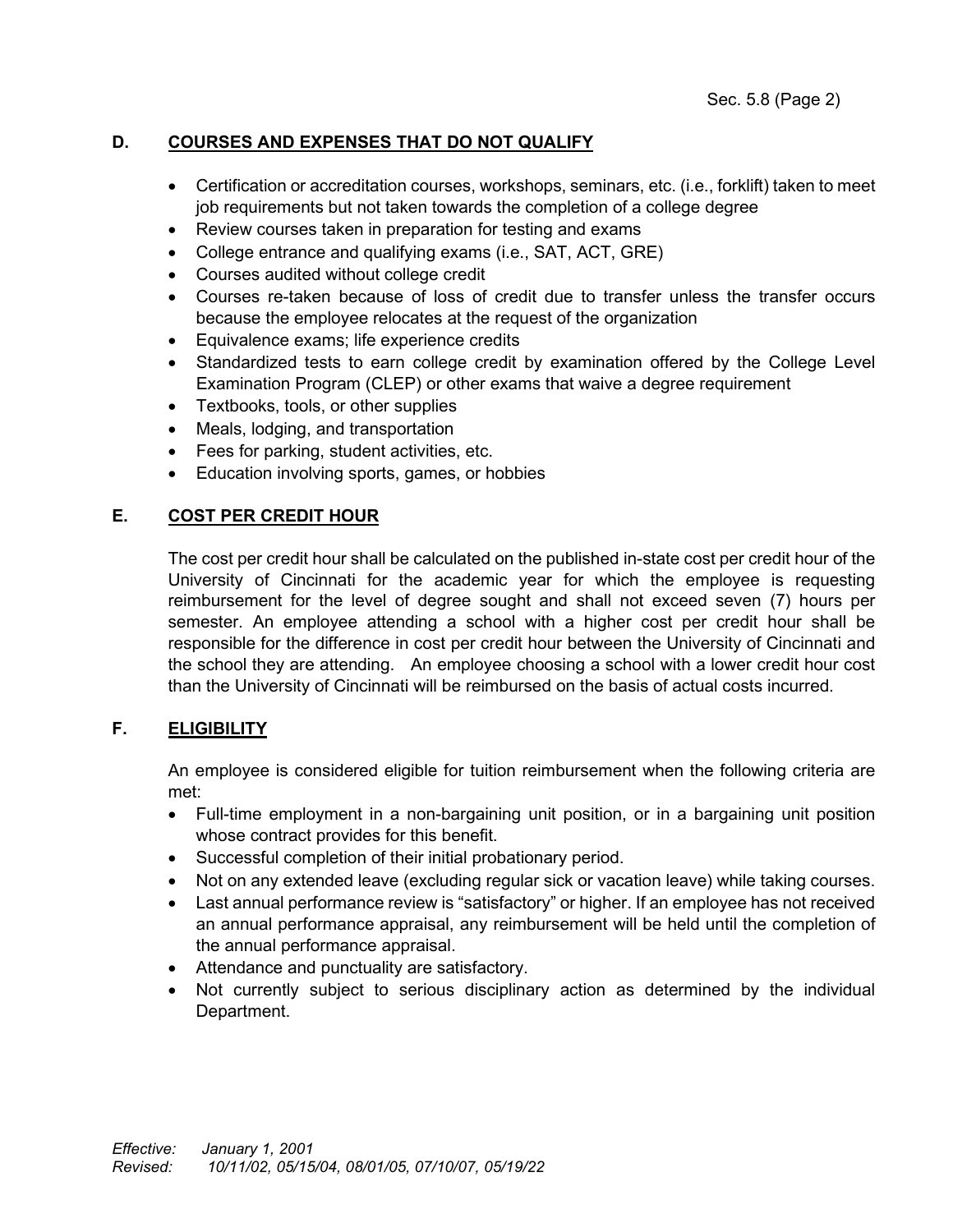## D. COURSES AND EXPENSES THAT DO NOT QUALIFY

- Certification or accreditation courses, workshops, seminars, etc. (i.e., forklift) taken to meet job requirements but not taken towards the completion of a college degree
- Review courses taken in preparation for testing and exams
- College entrance and qualifying exams (i.e., SAT, ACT, GRE)
- Courses audited without college credit
- Courses re-taken because of loss of credit due to transfer unless the transfer occurs because the employee relocates at the request of the organization
- Equivalence exams; life experience credits
- Standardized tests to earn college credit by examination offered by the College Level Examination Program (CLEP) or other exams that waive a degree requirement
- Textbooks, tools, or other supplies
- Meals, lodging, and transportation
- Fees for parking, student activities, etc.
- Education involving sports, games, or hobbies

## E. COST PER CREDIT HOUR

The cost per credit hour shall be calculated on the published in-state cost per credit hour of the University of Cincinnati for the academic year for which the employee is requesting reimbursement for the level of degree sought and shall not exceed seven (7) hours per semester. An employee attending a school with a higher cost per credit hour shall be responsible for the difference in cost per credit hour between the University of Cincinnati and the school they are attending. An employee choosing a school with a lower credit hour cost than the University of Cincinnati will be reimbursed on the basis of actual costs incurred.

## F. ELIGIBILITY

An employee is considered eligible for tuition reimbursement when the following criteria are met:

- Full-time employment in a non-bargaining unit position, or in a bargaining unit position whose contract provides for this benefit.
- Successful completion of their initial probationary period.
- Not on any extended leave (excluding regular sick or vacation leave) while taking courses.
- Last annual performance review is "satisfactory" or higher. If an employee has not received an annual performance appraisal, any reimbursement will be held until the completion of the annual performance appraisal.
- Attendance and punctuality are satisfactory.
- Not currently subject to serious disciplinary action as determined by the individual Department.

*Effective: January 1, 2001*
*Revised: 10/11/02, 05/15/04, 08/01/05, 07/10/07, 05/19/22*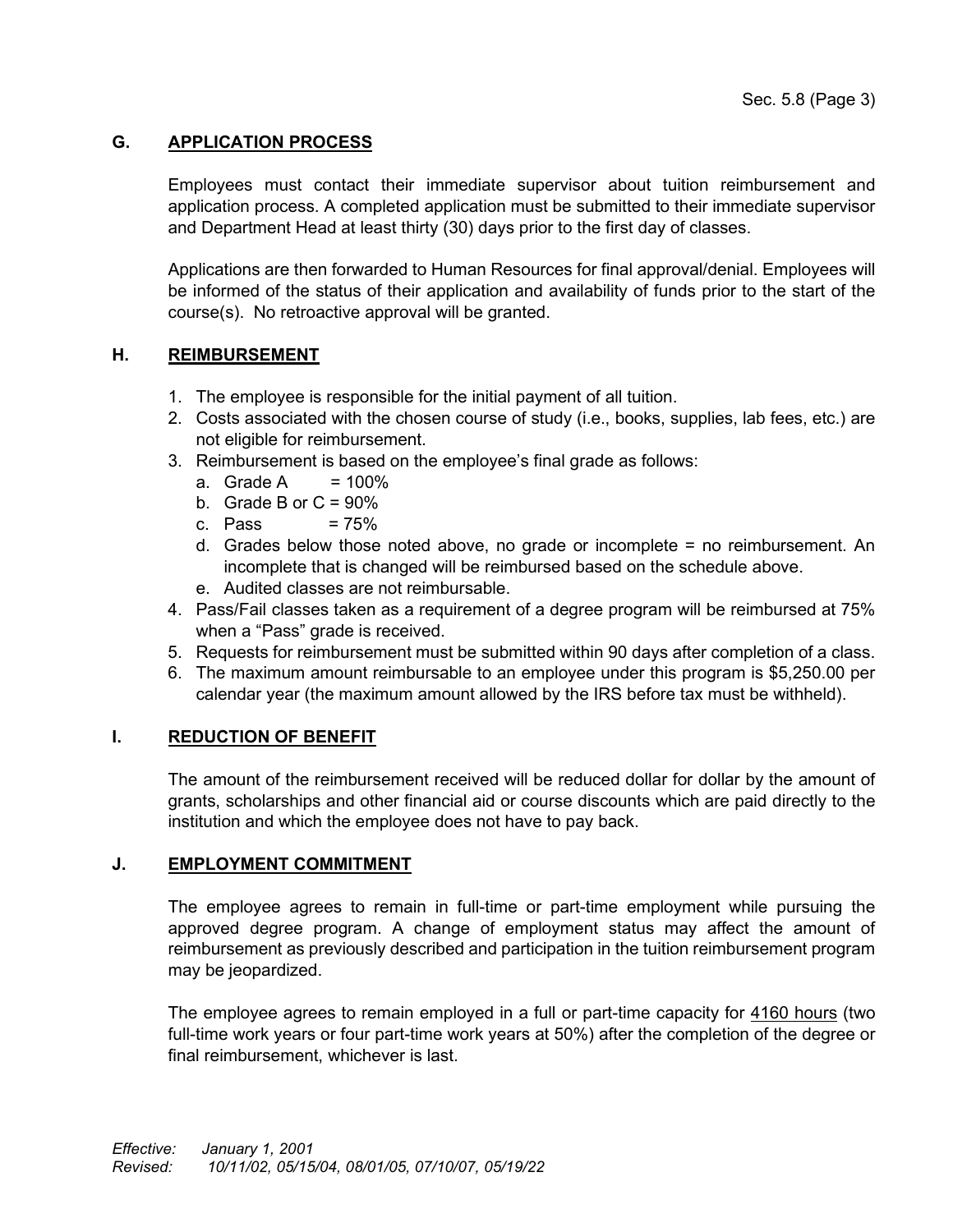## G. APPLICATION PROCESS

Employees must contact their immediate supervisor about tuition reimbursement and application process. A completed application must be submitted to their immediate supervisor and Department Head at least thirty (30) days prior to the first day of classes.

Applications are then forwarded to Human Resources for final approval/denial. Employees will be informed of the status of their application and availability of funds prior to the start of the course(s). No retroactive approval will be granted.

## H. REIMBURSEMENT

1. The employee is responsible for the initial payment of all tuition.
2. Costs associated with the chosen course of study (i.e., books, supplies, lab fees, etc.) are not eligible for reimbursement.
3. Reimbursement is based on the employee's final grade as follows:
   a. Grade A = 100%
   b. Grade B or C = 90%
   c. Pass = 75%
   d. Grades below those noted above, no grade or incomplete = no reimbursement. An incomplete that is changed will be reimbursed based on the schedule above.
   e. Audited classes are not reimbursable.
4. Pass/Fail classes taken as a requirement of a degree program will be reimbursed at 75% when a "Pass" grade is received.
5. Requests for reimbursement must be submitted within 90 days after completion of a class.
6. The maximum amount reimbursable to an employee under this program is $5,250.00 per calendar year (the maximum amount allowed by the IRS before tax must be withheld).

## I. REDUCTION OF BENEFIT

The amount of the reimbursement received will be reduced dollar for dollar by the amount of grants, scholarships and other financial aid or course discounts which are paid directly to the institution and which the employee does not have to pay back.

## J. EMPLOYMENT COMMITMENT

The employee agrees to remain in full-time or part-time employment while pursuing the approved degree program. A change of employment status may affect the amount of reimbursement as previously described and participation in the tuition reimbursement program may be jeopardized.

The employee agrees to remain employed in a full or part-time capacity for 4160 hours (two full-time work years or four part-time work years at 50%) after the completion of the degree or final reimbursement, whichever is last.

*Effective: January 1, 2001*
*Revised: 10/11/02, 05/15/04, 08/01/05, 07/10/07, 05/19/22*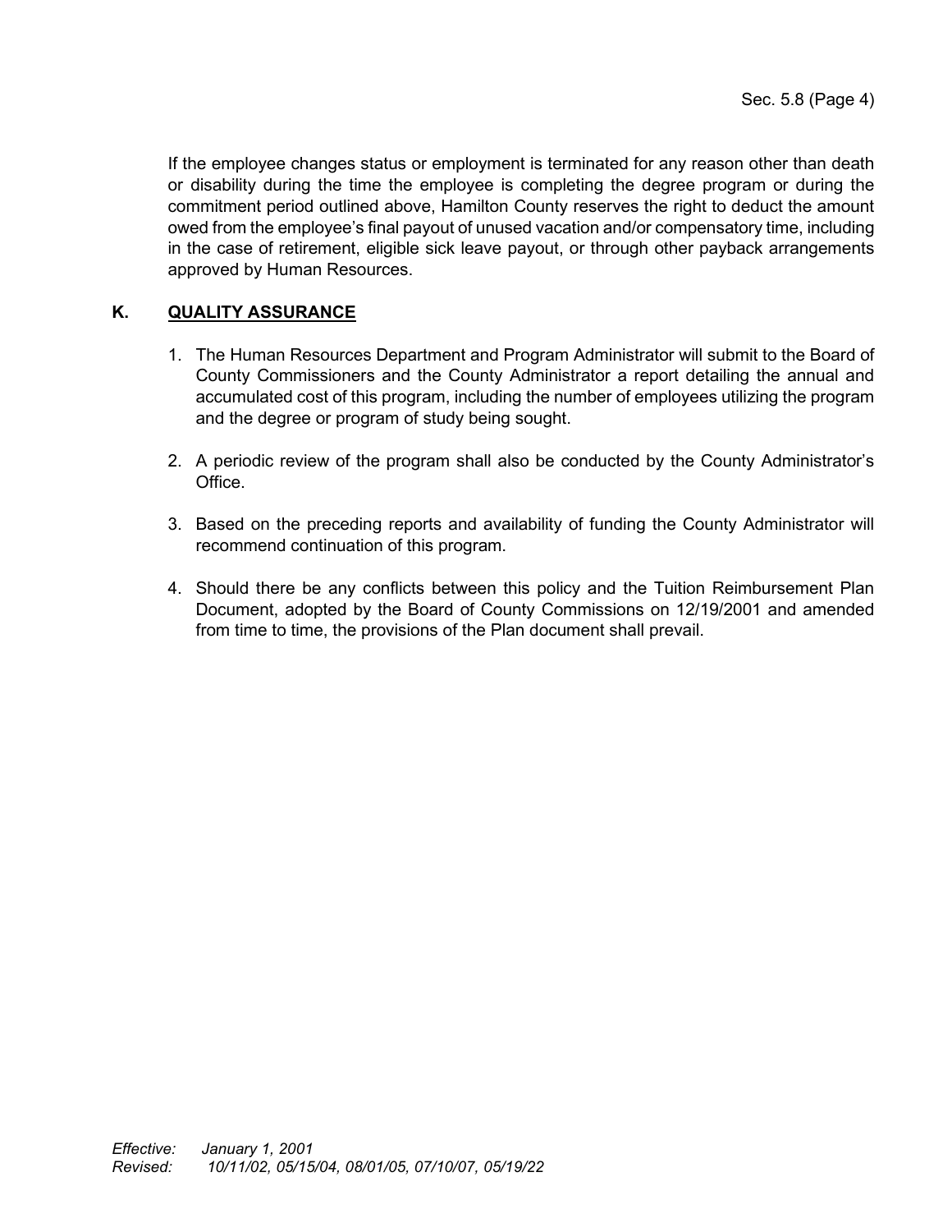If the employee changes status or employment is terminated for any reason other than death or disability during the time the employee is completing the degree program or during the commitment period outlined above, Hamilton County reserves the right to deduct the amount owed from the employee's final payout of unused vacation and/or compensatory time, including in the case of retirement, eligible sick leave payout, or through other payback arrangements approved by Human Resources.

## K. QUALITY ASSURANCE

1. The Human Resources Department and Program Administrator will submit to the Board of County Commissioners and the County Administrator a report detailing the annual and accumulated cost of this program, including the number of employees utilizing the program and the degree or program of study being sought.

2. A periodic review of the program shall also be conducted by the County Administrator's Office.

3. Based on the preceding reports and availability of funding the County Administrator will recommend continuation of this program.

4. Should there be any conflicts between this policy and the Tuition Reimbursement Plan Document, adopted by the Board of County Commissions on 12/19/2001 and amended from time to time, the provisions of the Plan document shall prevail.

*Effective: January 1, 2001*
*Revised: 10/11/02, 05/15/04, 08/01/05, 07/10/07, 05/19/22*